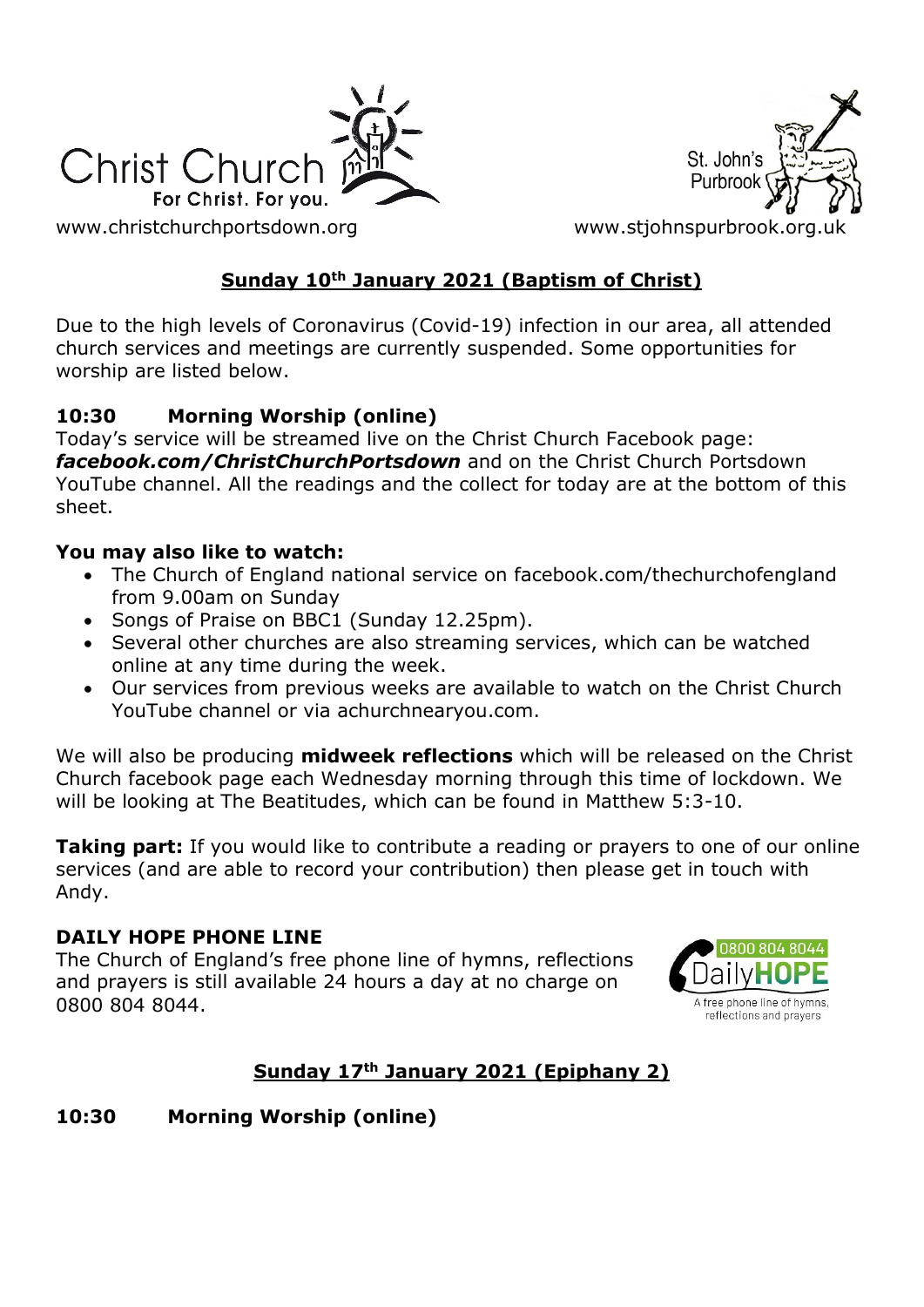Christ Church
For Christ. For you.

www.christchurchportsdown.org

St. John's Purbrook

www.stjohnspurbrook.org.uk

## Sunday 10th January 2021 (Baptism of Christ)

Due to the high levels of Coronavirus (Covid-19) infection in our area, all attended church services and meetings are currently suspended. Some opportunities for worship are listed below.

### 10:30 Morning Worship (online)

Today's service will be streamed live on the Christ Church Facebook page: ***facebook.com/ChristChurchPortsdown*** and on the Christ Church Portsdown YouTube channel. All the readings and the collect for today are at the bottom of this sheet.

**You may also like to watch:**

- The Church of England national service on facebook.com/thechurchofengland from 9.00am on Sunday
- Songs of Praise on BBC1 (Sunday 12.25pm).
- Several other churches are also streaming services, which can be watched online at any time during the week.
- Our services from previous weeks are available to watch on the Christ Church YouTube channel or via achurchnearyou.com.

We will also be producing **midweek reflections** which will be released on the Christ Church facebook page each Wednesday morning through this time of lockdown. We will be looking at The Beatitudes, which can be found in Matthew 5:3-10.

**Taking part:** If you would like to contribute a reading or prayers to one of our online services (and are able to record your contribution) then please get in touch with Andy.

### DAILY HOPE PHONE LINE

The Church of England's free phone line of hymns, reflections and prayers is still available 24 hours a day at no charge on 0800 804 8044.

0800 804 8044 DailyHOPE — A free phone line of hymns, reflections and prayers

## Sunday 17th January 2021 (Epiphany 2)

### 10:30 Morning Worship (online)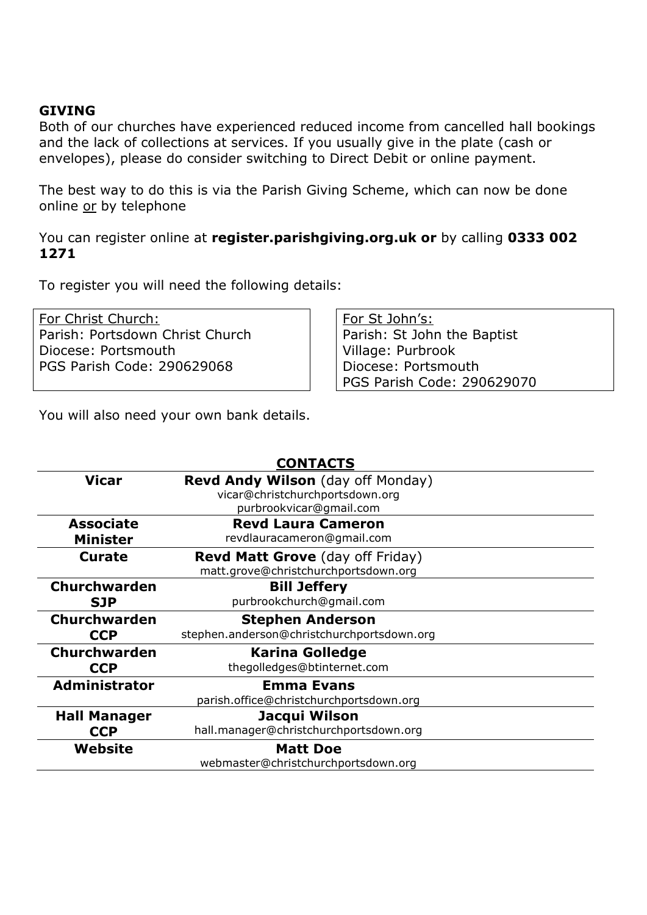**GIVING**

Both of our churches have experienced reduced income from cancelled hall bookings and the lack of collections at services. If you usually give in the plate (cash or envelopes), please do consider switching to Direct Debit or online payment.

The best way to do this is via the Parish Giving Scheme, which can now be done online or by telephone

You can register online at **register.parishgiving.org.uk or** by calling **0333 002 1271**

To register you will need the following details:

For Christ Church:
Parish: Portsdown Christ Church
Diocese: Portsmouth
PGS Parish Code: 290629068

For St John's:
Parish: St John the Baptist
Village: Purbrook
Diocese: Portsmouth
PGS Parish Code: 290629070

You will also need your own bank details.

## CONTACTS

| | |
|---|---|
| **Vicar** | **Revd Andy Wilson** (day off Monday)<br>vicar@christchurchportsdown.org<br>purbrookvicar@gmail.com |
| **Associate Minister** | **Revd Laura Cameron**<br>revdlauracameron@gmail.com |
| **Curate** | **Revd Matt Grove** (day off Friday)<br>matt.grove@christchurchportsdown.org |
| **Churchwarden SJP** | **Bill Jeffery**<br>purbrookchurch@gmail.com |
| **Churchwarden CCP** | **Stephen Anderson**<br>stephen.anderson@christchurchportsdown.org |
| **Churchwarden CCP** | **Karina Golledge**<br>thegolledges@btinternet.com |
| **Administrator** | **Emma Evans**<br>parish.office@christchurchportsdown.org |
| **Hall Manager CCP** | **Jacqui Wilson**<br>hall.manager@christchurchportsdown.org |
| **Website** | **Matt Doe**<br>webmaster@christchurchportsdown.org |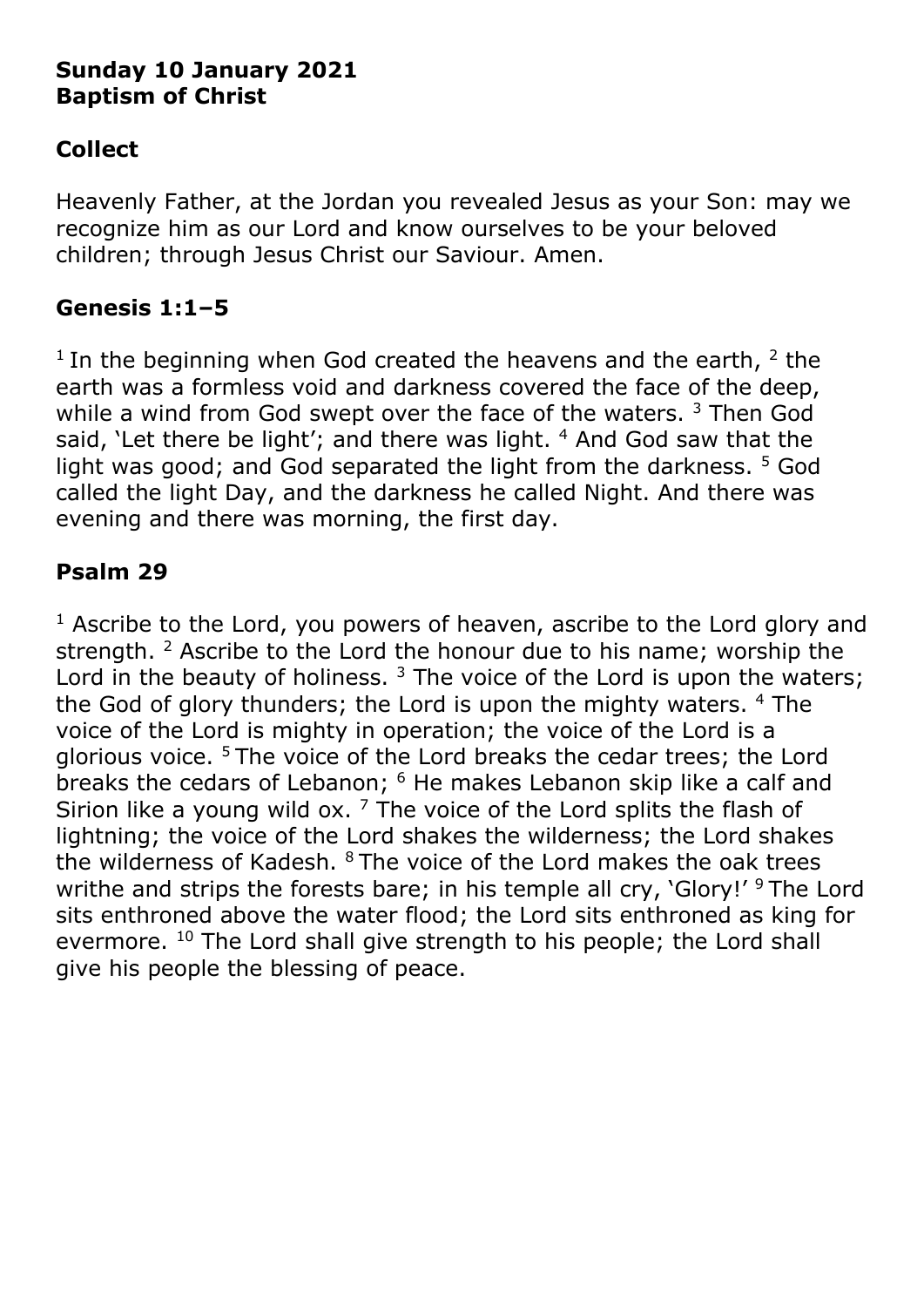**Sunday 10 January 2021**
**Baptism of Christ**

## Collect

Heavenly Father, at the Jordan you revealed Jesus as your Son: may we recognize him as our Lord and know ourselves to be your beloved children; through Jesus Christ our Saviour. Amen.

## Genesis 1:1–5

[1] In the beginning when God created the heavens and the earth, [2] the earth was a formless void and darkness covered the face of the deep, while a wind from God swept over the face of the waters. [3] Then God said, 'Let there be light'; and there was light. [4] And God saw that the light was good; and God separated the light from the darkness. [5] God called the light Day, and the darkness he called Night. And there was evening and there was morning, the first day.

## Psalm 29

[1] Ascribe to the Lord, you powers of heaven, ascribe to the Lord glory and strength. [2] Ascribe to the Lord the honour due to his name; worship the Lord in the beauty of holiness. [3] The voice of the Lord is upon the waters; the God of glory thunders; the Lord is upon the mighty waters. [4] The voice of the Lord is mighty in operation; the voice of the Lord is a glorious voice. [5] The voice of the Lord breaks the cedar trees; the Lord breaks the cedars of Lebanon; [6] He makes Lebanon skip like a calf and Sirion like a young wild ox. [7] The voice of the Lord splits the flash of lightning; the voice of the Lord shakes the wilderness; the Lord shakes the wilderness of Kadesh. [8] The voice of the Lord makes the oak trees writhe and strips the forests bare; in his temple all cry, 'Glory!' [9] The Lord sits enthroned above the water flood; the Lord sits enthroned as king for evermore. [10] The Lord shall give strength to his people; the Lord shall give his people the blessing of peace.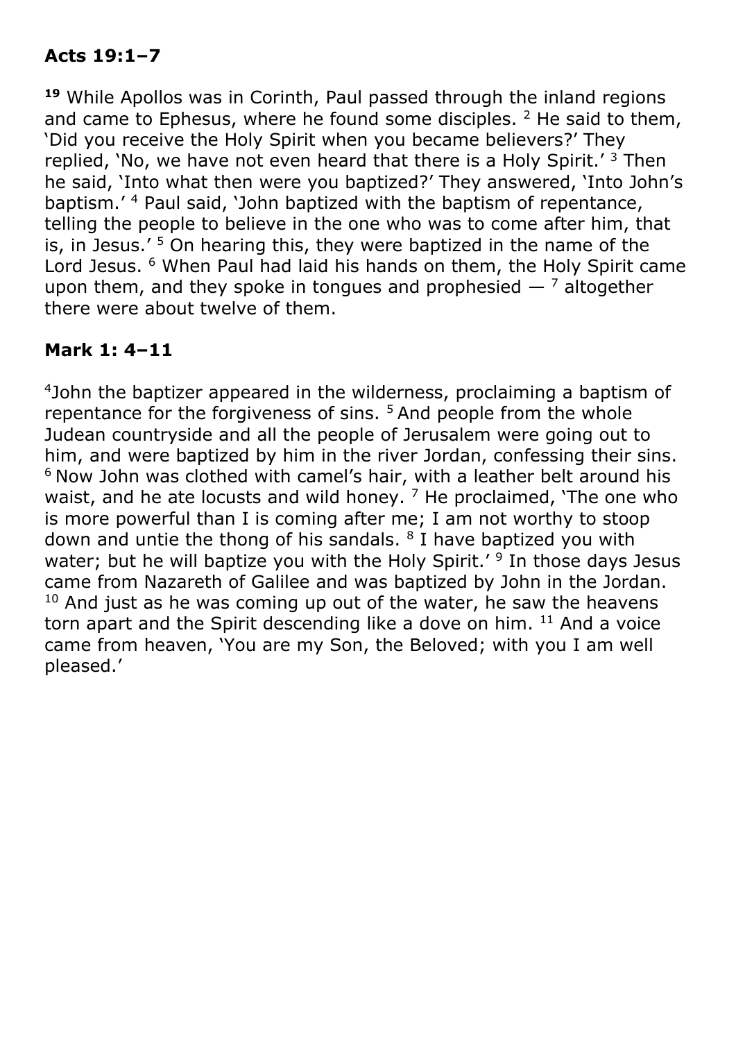**Acts 19:1–7**

**19** While Apollos was in Corinth, Paul passed through the inland regions and came to Ephesus, where he found some disciples. 2 He said to them, 'Did you receive the Holy Spirit when you became believers?' They replied, 'No, we have not even heard that there is a Holy Spirit.' 3 Then he said, 'Into what then were you baptized?' They answered, 'Into John's baptism.' 4 Paul said, 'John baptized with the baptism of repentance, telling the people to believe in the one who was to come after him, that is, in Jesus.' 5 On hearing this, they were baptized in the name of the Lord Jesus. 6 When Paul had laid his hands on them, the Holy Spirit came upon them, and they spoke in tongues and prophesied — 7 altogether there were about twelve of them.

**Mark 1: 4–11**

4John the baptizer appeared in the wilderness, proclaiming a baptism of repentance for the forgiveness of sins. 5 And people from the whole Judean countryside and all the people of Jerusalem were going out to him, and were baptized by him in the river Jordan, confessing their sins. 6 Now John was clothed with camel's hair, with a leather belt around his waist, and he ate locusts and wild honey. 7 He proclaimed, 'The one who is more powerful than I is coming after me; I am not worthy to stoop down and untie the thong of his sandals. 8 I have baptized you with water; but he will baptize you with the Holy Spirit.' 9 In those days Jesus came from Nazareth of Galilee and was baptized by John in the Jordan. 10 And just as he was coming up out of the water, he saw the heavens torn apart and the Spirit descending like a dove on him. 11 And a voice came from heaven, 'You are my Son, the Beloved; with you I am well pleased.'